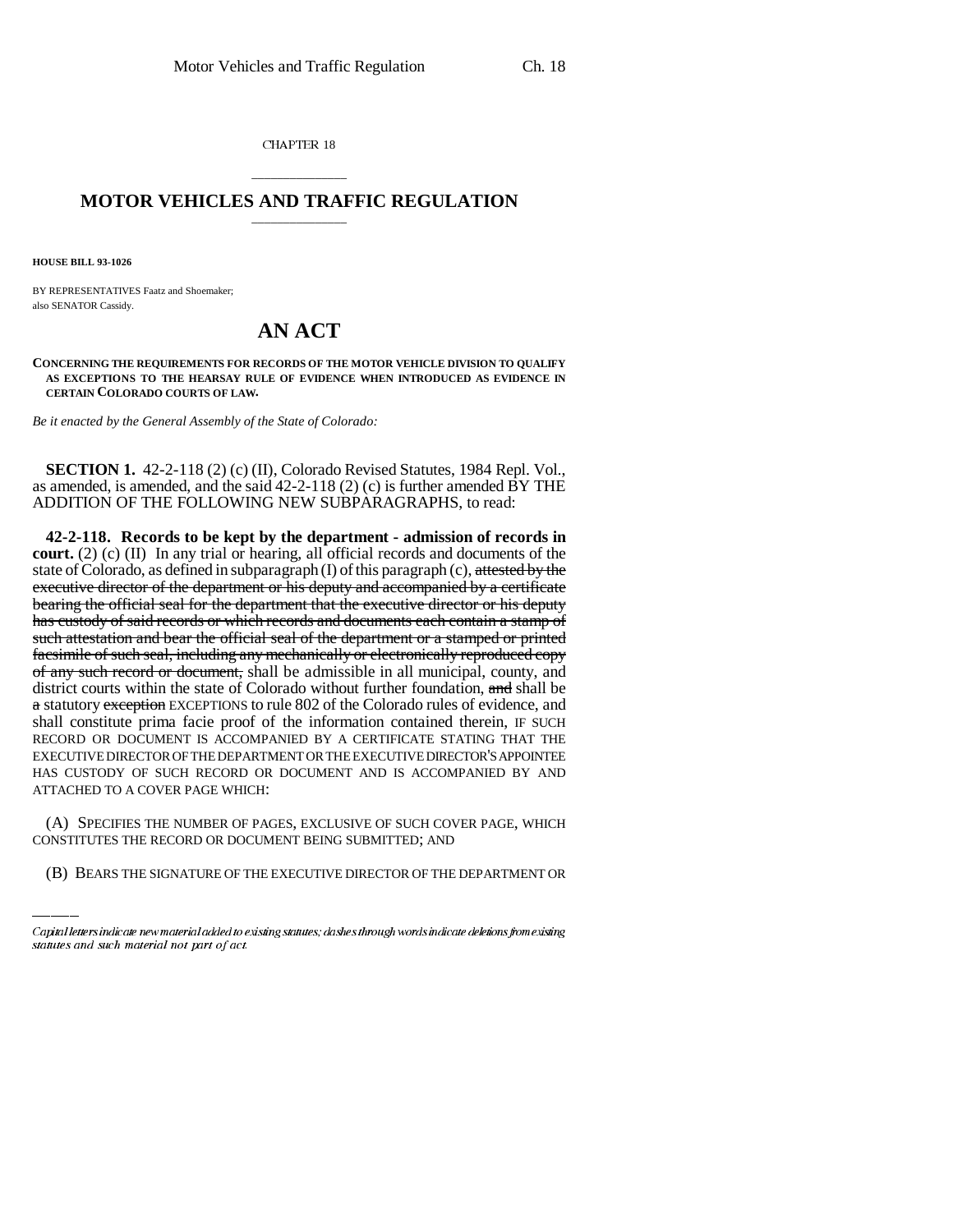CHAPTER 18

# MOTOR VEHICLES AND TRAFFIC REGULATION

**HOUSE BILL 93-1026**

BY REPRESENTATIVES Faatz and Shoemaker;
also SENATOR Cassidy.

# AN ACT

**CONCERNING THE REQUIREMENTS FOR RECORDS OF THE MOTOR VEHICLE DIVISION TO QUALIFY AS EXCEPTIONS TO THE HEARSAY RULE OF EVIDENCE WHEN INTRODUCED AS EVIDENCE IN CERTAIN COLORADO COURTS OF LAW.**

*Be it enacted by the General Assembly of the State of Colorado:*

**SECTION 1.** 42-2-118 (2) (c) (II), Colorado Revised Statutes, 1984 Repl. Vol., as amended, is amended, and the said 42-2-118 (2) (c) is further amended BY THE ADDITION OF THE FOLLOWING NEW SUBPARAGRAPHS, to read:

**42-2-118. Records to be kept by the department - admission of records in court.** (2) (c) (II) In any trial or hearing, all official records and documents of the state of Colorado, as defined in subparagraph (I) of this paragraph (c), ~~attested by the executive director of the department or his deputy and accompanied by a certificate bearing the official seal for the department that the executive director or his deputy has custody of said records or which records and documents each contain a stamp of such attestation and bear the official seal of the department or a stamped or printed facsimile of such seal, including any mechanically or electronically reproduced copy of any such record or document,~~ shall be admissible in all municipal, county, and district courts within the state of Colorado without further foundation, ~~and~~ shall be ~~a~~ statutory ~~exception~~ EXCEPTIONS to rule 802 of the Colorado rules of evidence, and shall constitute prima facie proof of the information contained therein, IF SUCH RECORD OR DOCUMENT IS ACCOMPANIED BY A CERTIFICATE STATING THAT THE EXECUTIVE DIRECTOR OF THE DEPARTMENT OR THE EXECUTIVE DIRECTOR'S APPOINTEE HAS CUSTODY OF SUCH RECORD OR DOCUMENT AND IS ACCOMPANIED BY AND ATTACHED TO A COVER PAGE WHICH:

(A) SPECIFIES THE NUMBER OF PAGES, EXCLUSIVE OF SUCH COVER PAGE, WHICH CONSTITUTES THE RECORD OR DOCUMENT BEING SUBMITTED; AND

(B) BEARS THE SIGNATURE OF THE EXECUTIVE DIRECTOR OF THE DEPARTMENT OR

Capital letters indicate new material added to existing statutes; dashes through words indicate deletions from existing statutes and such material not part of act.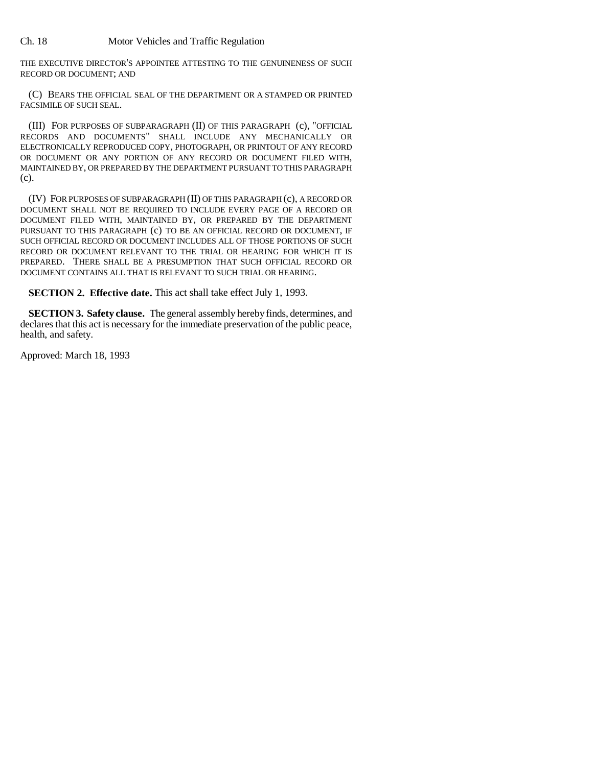THE EXECUTIVE DIRECTOR'S APPOINTEE ATTESTING TO THE GENUINENESS OF SUCH RECORD OR DOCUMENT; AND

(C) BEARS THE OFFICIAL SEAL OF THE DEPARTMENT OR A STAMPED OR PRINTED FACSIMILE OF SUCH SEAL.

(III) FOR PURPOSES OF SUBPARAGRAPH (II) OF THIS PARAGRAPH (c), "OFFICIAL RECORDS AND DOCUMENTS" SHALL INCLUDE ANY MECHANICALLY OR ELECTRONICALLY REPRODUCED COPY, PHOTOGRAPH, OR PRINTOUT OF ANY RECORD OR DOCUMENT OR ANY PORTION OF ANY RECORD OR DOCUMENT FILED WITH, MAINTAINED BY, OR PREPARED BY THE DEPARTMENT PURSUANT TO THIS PARAGRAPH (c).

(IV) FOR PURPOSES OF SUBPARAGRAPH (II) OF THIS PARAGRAPH (c), A RECORD OR DOCUMENT SHALL NOT BE REQUIRED TO INCLUDE EVERY PAGE OF A RECORD OR DOCUMENT FILED WITH, MAINTAINED BY, OR PREPARED BY THE DEPARTMENT PURSUANT TO THIS PARAGRAPH (c) TO BE AN OFFICIAL RECORD OR DOCUMENT, IF SUCH OFFICIAL RECORD OR DOCUMENT INCLUDES ALL OF THOSE PORTIONS OF SUCH RECORD OR DOCUMENT RELEVANT TO THE TRIAL OR HEARING FOR WHICH IT IS PREPARED. THERE SHALL BE A PRESUMPTION THAT SUCH OFFICIAL RECORD OR DOCUMENT CONTAINS ALL THAT IS RELEVANT TO SUCH TRIAL OR HEARING.

**SECTION 2. Effective date.** This act shall take effect July 1, 1993.

**SECTION 3. Safety clause.** The general assembly hereby finds, determines, and declares that this act is necessary for the immediate preservation of the public peace, health, and safety.

Approved: March 18, 1993